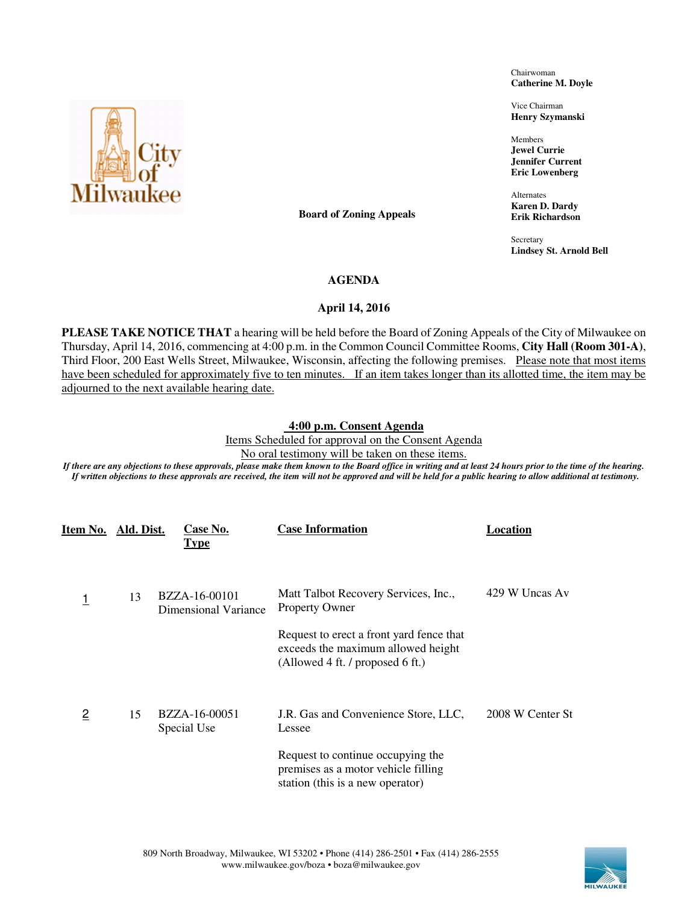Chairwoman
**Catherine M. Doyle**

Vice Chairman
**Henry Szymanski**

Members
**Jewel Currie**
**Jennifer Current**
**Eric Lowenberg**

Alternates
**Karen D. Dardy**
**Erik Richardson**

Secretary
**Lindsey St. Arnold Bell**

**Board of Zoning Appeals**

# AGENDA

## April 14, 2016

**PLEASE TAKE NOTICE THAT** a hearing will be held before the Board of Zoning Appeals of the City of Milwaukee on Thursday, April 14, 2016, commencing at 4:00 p.m. in the Common Council Committee Rooms, **City Hall (Room 301-A)**, Third Floor, 200 East Wells Street, Milwaukee, Wisconsin, affecting the following premises. Please note that most items have been scheduled for approximately five to ten minutes. If an item takes longer than its allotted time, the item may be adjourned to the next available hearing date.

**4:00 p.m. Consent Agenda**

Items Scheduled for approval on the Consent Agenda

No oral testimony will be taken on these items.

***If there are any objections to these approvals, please make them known to the Board office in writing and at least 24 hours prior to the time of the hearing. If written objections to these approvals are received, the item will not be approved and will be held for a public hearing to allow additional at testimony.***

| Item No. | Ald. Dist. | Case No. Type | Case Information | Location |
|---|---|---|---|---|
| 1 | 13 | BZZA-16-00101 Dimensional Variance | Matt Talbot Recovery Services, Inc., Property Owner<br><br>Request to erect a front yard fence that exceeds the maximum allowed height (Allowed 4 ft. / proposed 6 ft.) | 429 W Uncas Av |
| 2 | 15 | BZZA-16-00051 Special Use | J.R. Gas and Convenience Store, LLC, Lessee<br><br>Request to continue occupying the premises as a motor vehicle filling station (this is a new operator) | 2008 W Center St |

809 North Broadway, Milwaukee, WI 53202 • Phone (414) 286-2501 • Fax (414) 286-2555
www.milwaukee.gov/boza • boza@milwaukee.gov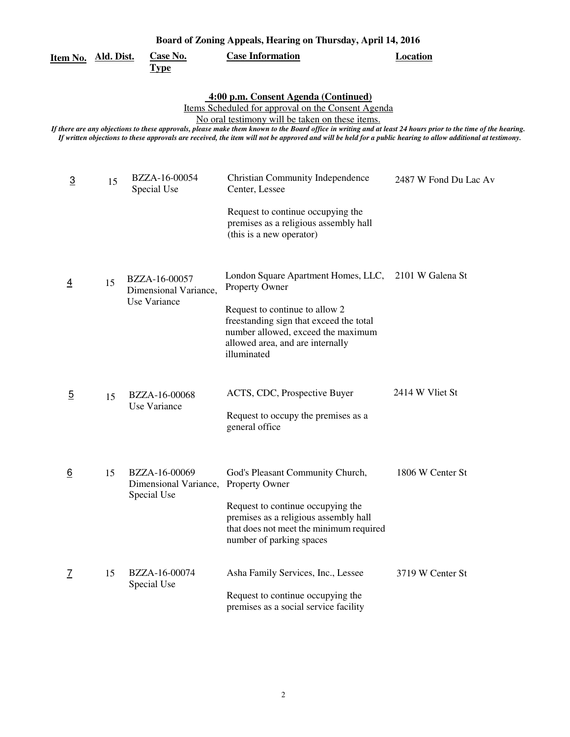**Board of Zoning Appeals, Hearing on Thursday, April 14, 2016**

**4:00 p.m. Consent Agenda (Continued)**

Items Scheduled for approval on the Consent Agenda

No oral testimony will be taken on these items.

*If there are any objections to these approvals, please make them known to the Board office in writing and at least 24 hours prior to the time of the hearing. If written objections to these approvals are received, the item will not be approved and will be held for a public hearing to allow additional at testimony.*

| Item No. | Ald. Dist. | Case No. Type | Case Information | Location |
|---|---|---|---|---|
| 3 | 15 | BZZA-16-00054 Special Use | Christian Community Independence Center, Lessee<br><br>Request to continue occupying the premises as a religious assembly hall (this is a new operator) | 2487 W Fond Du Lac Av |
| 4 | 15 | BZZA-16-00057 Dimensional Variance, Use Variance | London Square Apartment Homes, LLC, Property Owner<br><br>Request to continue to allow 2 freestanding sign that exceed the total number allowed, exceed the maximum allowed area, and are internally illuminated | 2101 W Galena St |
| 5 | 15 | BZZA-16-00068 Use Variance | ACTS, CDC, Prospective Buyer<br><br>Request to occupy the premises as a general office | 2414 W Vliet St |
| 6 | 15 | BZZA-16-00069 Dimensional Variance, Special Use | God's Pleasant Community Church, Property Owner<br><br>Request to continue occupying the premises as a religious assembly hall that does not meet the minimum required number of parking spaces | 1806 W Center St |
| 7 | 15 | BZZA-16-00074 Special Use | Asha Family Services, Inc., Lessee<br><br>Request to continue occupying the premises as a social service facility | 3719 W Center St |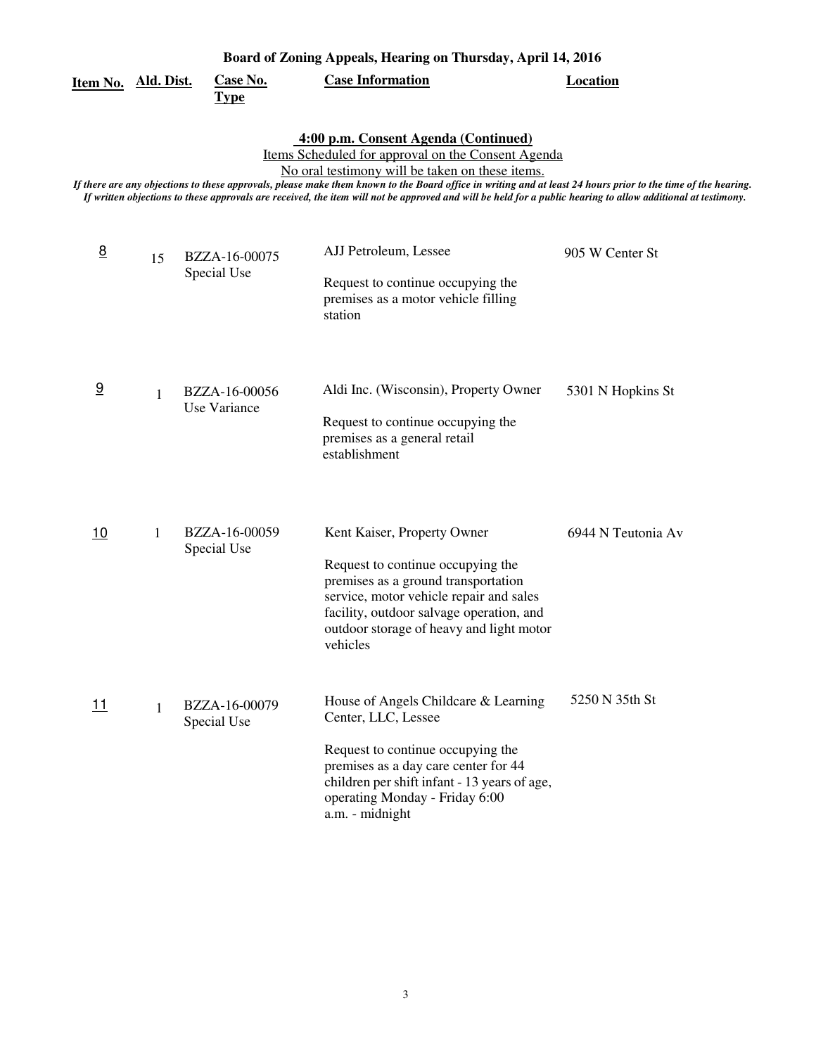**Board of Zoning Appeals, Hearing on Thursday, April 14, 2016**

## 4:00 p.m. Consent Agenda (Continued)

Items Scheduled for approval on the Consent Agenda

No oral testimony will be taken on these items.

*If there are any objections to these approvals, please make them known to the Board office in writing and at least 24 hours prior to the time of the hearing. If written objections to these approvals are received, the item will not be approved and will be held for a public hearing to allow additional at testimony.*

| Item No. | Ald. Dist. | Case No. Type | Case Information | Location |
|---|---|---|---|---|
| 8 | 15 | BZZA-16-00075 Special Use | AJJ Petroleum, Lessee<br><br>Request to continue occupying the premises as a motor vehicle filling station | 905 W Center St |
| 9 | 1 | BZZA-16-00056 Use Variance | Aldi Inc. (Wisconsin), Property Owner<br><br>Request to continue occupying the premises as a general retail establishment | 5301 N Hopkins St |
| 10 | 1 | BZZA-16-00059 Special Use | Kent Kaiser, Property Owner<br><br>Request to continue occupying the premises as a ground transportation service, motor vehicle repair and sales facility, outdoor salvage operation, and outdoor storage of heavy and light motor vehicles | 6944 N Teutonia Av |
| 11 | 1 | BZZA-16-00079 Special Use | House of Angels Childcare & Learning Center, LLC, Lessee<br><br>Request to continue occupying the premises as a day care center for 44 children per shift infant - 13 years of age, operating Monday - Friday 6:00 a.m. - midnight | 5250 N 35th St |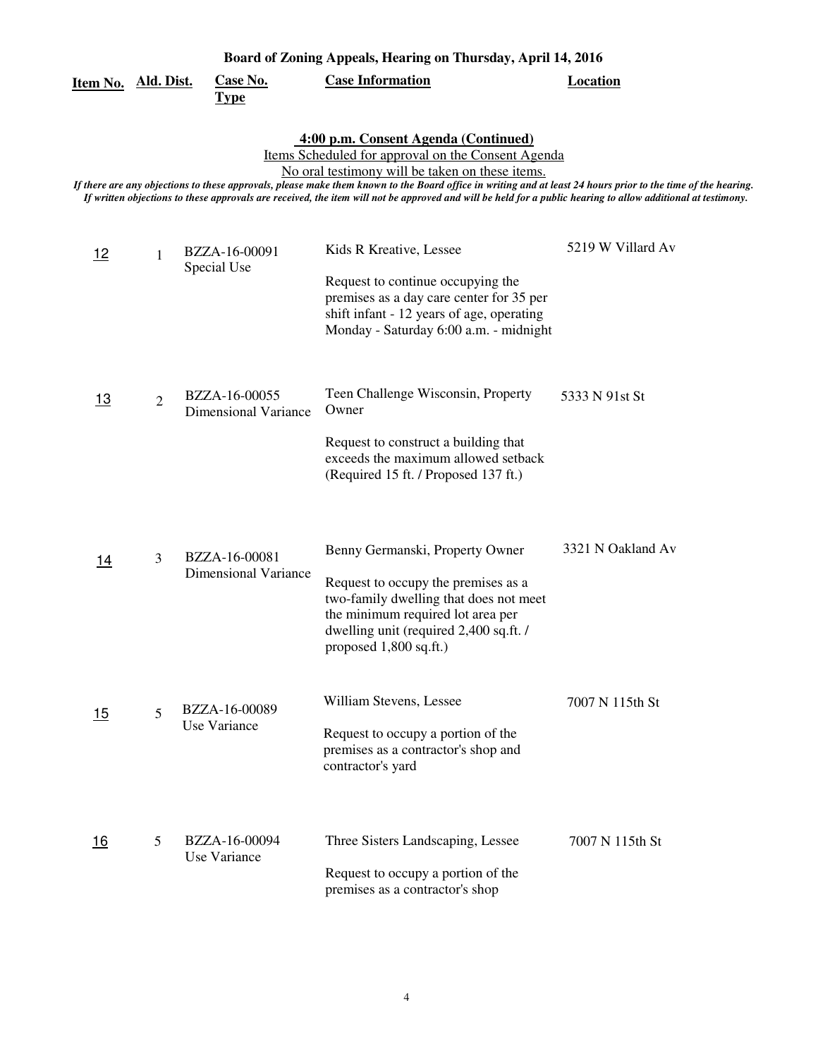## Board of Zoning Appeals, Hearing on Thursday, April 14, 2016

### 4:00 p.m. Consent Agenda (Continued)

Items Scheduled for approval on the Consent Agenda

No oral testimony will be taken on these items.

*If there are any objections to these approvals, please make them known to the Board office in writing and at least 24 hours prior to the time of the hearing. If written objections to these approvals are received, the item will not be approved and will be held for a public hearing to allow additional at testimony.*

| Item No. | Ald. Dist. | Case No. Type | Case Information | Location |
|---|---|---|---|---|
| 12 | 1 | BZZA-16-00091 Special Use | Kids R Kreative, Lessee<br><br>Request to continue occupying the premises as a day care center for 35 per shift infant - 12 years of age, operating Monday - Saturday 6:00 a.m. - midnight | 5219 W Villard Av |
| 13 | 2 | BZZA-16-00055 Dimensional Variance | Teen Challenge Wisconsin, Property Owner<br><br>Request to construct a building that exceeds the maximum allowed setback (Required 15 ft. / Proposed 137 ft.) | 5333 N 91st St |
| 14 | 3 | BZZA-16-00081 Dimensional Variance | Benny Germanski, Property Owner<br><br>Request to occupy the premises as a two-family dwelling that does not meet the minimum required lot area per dwelling unit (required 2,400 sq.ft. / proposed 1,800 sq.ft.) | 3321 N Oakland Av |
| 15 | 5 | BZZA-16-00089 Use Variance | William Stevens, Lessee<br><br>Request to occupy a portion of the premises as a contractor's shop and contractor's yard | 7007 N 115th St |
| 16 | 5 | BZZA-16-00094 Use Variance | Three Sisters Landscaping, Lessee<br><br>Request to occupy a portion of the premises as a contractor's shop | 7007 N 115th St |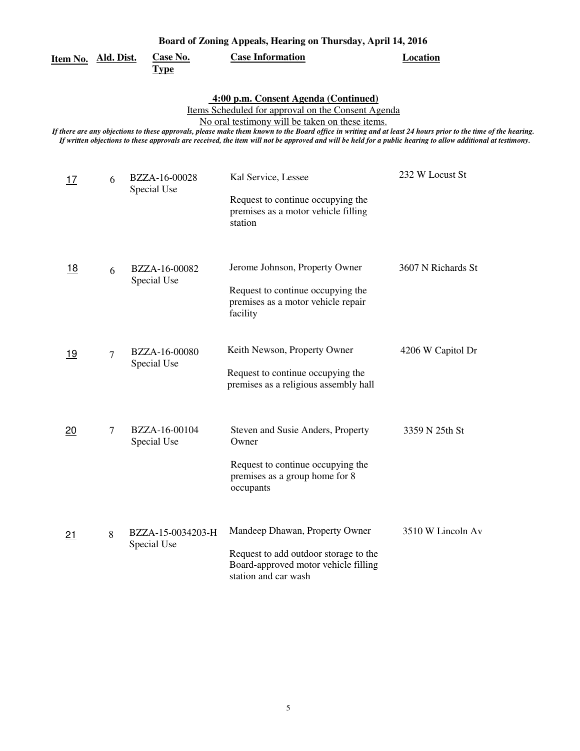**Board of Zoning Appeals, Hearing on Thursday, April 14, 2016**

| Item No. | Ald. Dist. | Case No. Type | Case Information | Location |
|---|---|---|---|---|

**4:00 p.m. Consent Agenda (Continued)**

Items Scheduled for approval on the Consent Agenda

No oral testimony will be taken on these items.

*If there are any objections to these approvals, please make them known to the Board office in writing and at least 24 hours prior to the time of the hearing. If written objections to these approvals are received, the item will not be approved and will be held for a public hearing to allow additional at testimony.*

| Item No. | Ald. Dist. | Case No. Type | Case Information | Location |
|---|---|---|---|---|
| 17 | 6 | BZZA-16-00028 Special Use | Kal Service, Lessee<br><br>Request to continue occupying the premises as a motor vehicle filling station | 232 W Locust St |
| 18 | 6 | BZZA-16-00082 Special Use | Jerome Johnson, Property Owner<br><br>Request to continue occupying the premises as a motor vehicle repair facility | 3607 N Richards St |
| 19 | 7 | BZZA-16-00080 Special Use | Keith Newson, Property Owner<br><br>Request to continue occupying the premises as a religious assembly hall | 4206 W Capitol Dr |
| 20 | 7 | BZZA-16-00104 Special Use | Steven and Susie Anders, Property Owner<br><br>Request to continue occupying the premises as a group home for 8 occupants | 3359 N 25th St |
| 21 | 8 | BZZA-15-0034203-H Special Use | Mandeep Dhawan, Property Owner<br><br>Request to add outdoor storage to the Board-approved motor vehicle filling station and car wash | 3510 W Lincoln Av |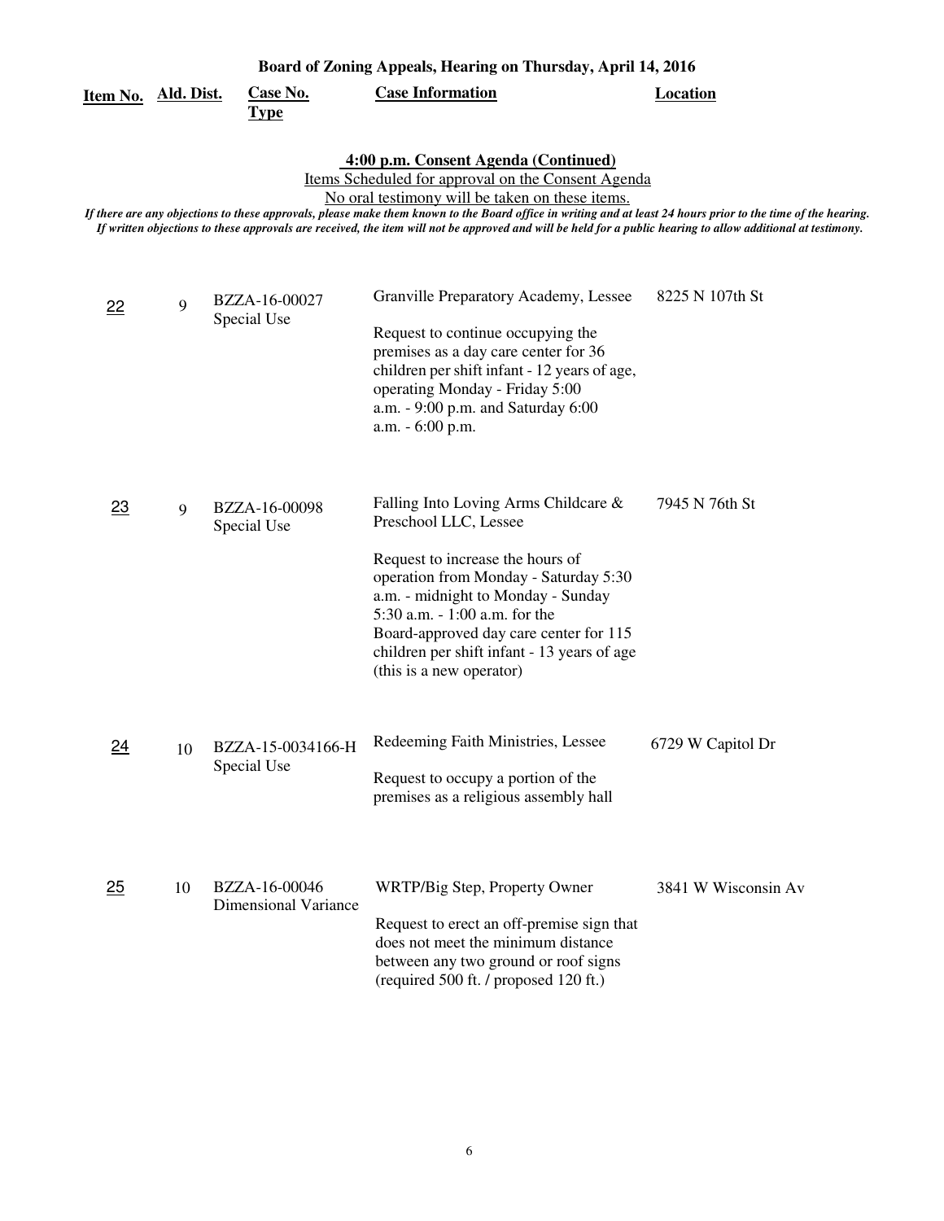**Board of Zoning Appeals, Hearing on Thursday, April 14, 2016**

**4:00 p.m. Consent Agenda (Continued)**

Items Scheduled for approval on the Consent Agenda

No oral testimony will be taken on these items.

*If there are any objections to these approvals, please make them known to the Board office in writing and at least 24 hours prior to the time of the hearing. If written objections to these approvals are received, the item will not be approved and will be held for a public hearing to allow additional at testimony.*

| Item No. | Ald. Dist. | Case No. Type | Case Information | Location |
|---|---|---|---|---|
| 22 | 9 | BZZA-16-00027 Special Use | Granville Preparatory Academy, Lessee<br><br>Request to continue occupying the premises as a day care center for 36 children per shift infant - 12 years of age, operating Monday - Friday 5:00 a.m. - 9:00 p.m. and Saturday 6:00 a.m. - 6:00 p.m. | 8225 N 107th St |
| 23 | 9 | BZZA-16-00098 Special Use | Falling Into Loving Arms Childcare & Preschool LLC, Lessee<br><br>Request to increase the hours of operation from Monday - Saturday 5:30 a.m. - midnight to Monday - Sunday 5:30 a.m. - 1:00 a.m. for the Board-approved day care center for 115 children per shift infant - 13 years of age (this is a new operator) | 7945 N 76th St |
| 24 | 10 | BZZA-15-0034166-H Special Use | Redeeming Faith Ministries, Lessee<br><br>Request to occupy a portion of the premises as a religious assembly hall | 6729 W Capitol Dr |
| 25 | 10 | BZZA-16-00046 Dimensional Variance | WRTP/Big Step, Property Owner<br><br>Request to erect an off-premise sign that does not meet the minimum distance between any two ground or roof signs (required 500 ft. / proposed 120 ft.) | 3841 W Wisconsin Av |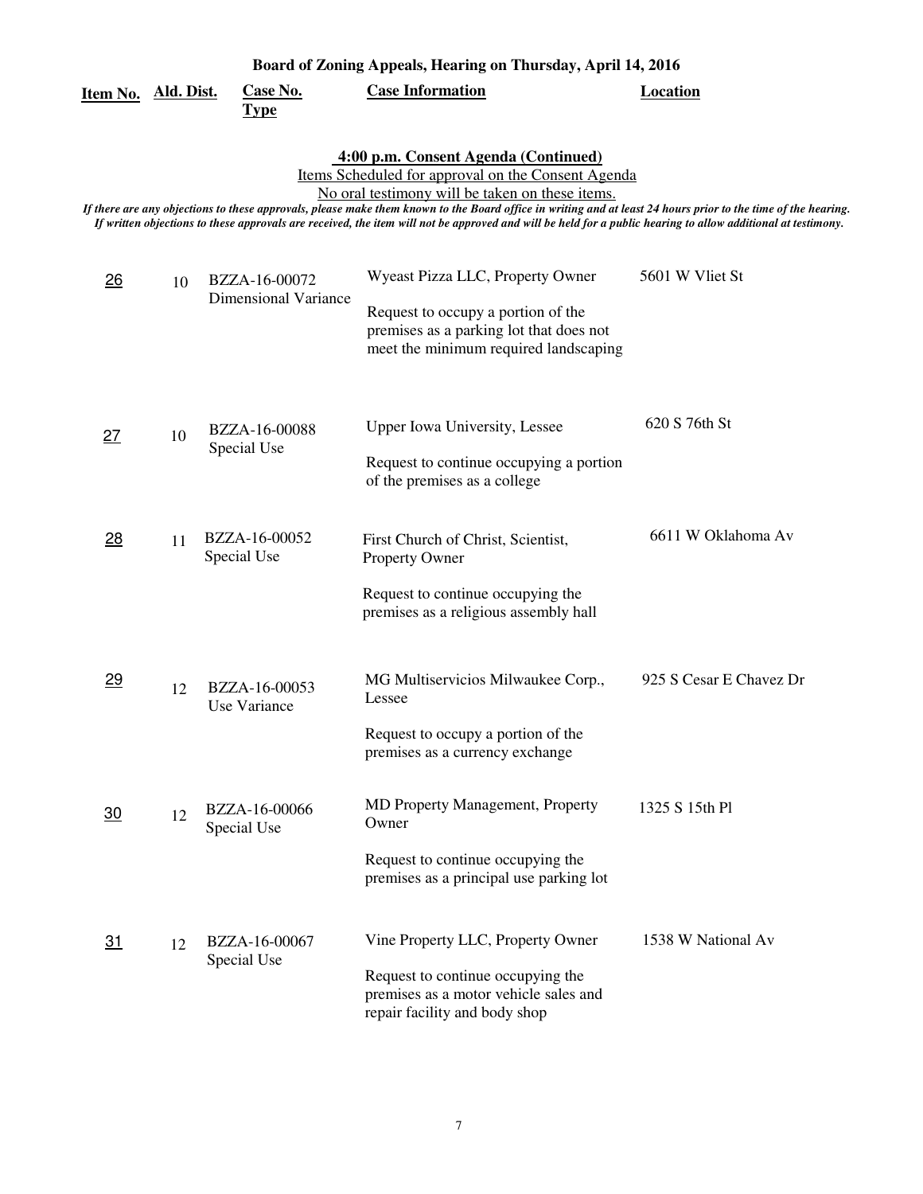**Board of Zoning Appeals, Hearing on Thursday, April 14, 2016**

**4:00 p.m. Consent Agenda (Continued)**

Items Scheduled for approval on the Consent Agenda

No oral testimony will be taken on these items.

*If there are any objections to these approvals, please make them known to the Board office in writing and at least 24 hours prior to the time of the hearing. If written objections to these approvals are received, the item will not be approved and will be held for a public hearing to allow additional at testimony.*

| Item No. | Ald. Dist. | Case No. Type | Case Information | Location |
|---|---|---|---|---|
| 26 | 10 | BZZA-16-00072 Dimensional Variance | Wyeast Pizza LLC, Property Owner<br><br>Request to occupy a portion of the premises as a parking lot that does not meet the minimum required landscaping | 5601 W Vliet St |
| 27 | 10 | BZZA-16-00088 Special Use | Upper Iowa University, Lessee<br><br>Request to continue occupying a portion of the premises as a college | 620 S 76th St |
| 28 | 11 | BZZA-16-00052 Special Use | First Church of Christ, Scientist, Property Owner<br><br>Request to continue occupying the premises as a religious assembly hall | 6611 W Oklahoma Av |
| 29 | 12 | BZZA-16-00053 Use Variance | MG Multiservicios Milwaukee Corp., Lessee<br><br>Request to occupy a portion of the premises as a currency exchange | 925 S Cesar E Chavez Dr |
| 30 | 12 | BZZA-16-00066 Special Use | MD Property Management, Property Owner<br><br>Request to continue occupying the premises as a principal use parking lot | 1325 S 15th Pl |
| 31 | 12 | BZZA-16-00067 Special Use | Vine Property LLC, Property Owner<br><br>Request to continue occupying the premises as a motor vehicle sales and repair facility and body shop | 1538 W National Av |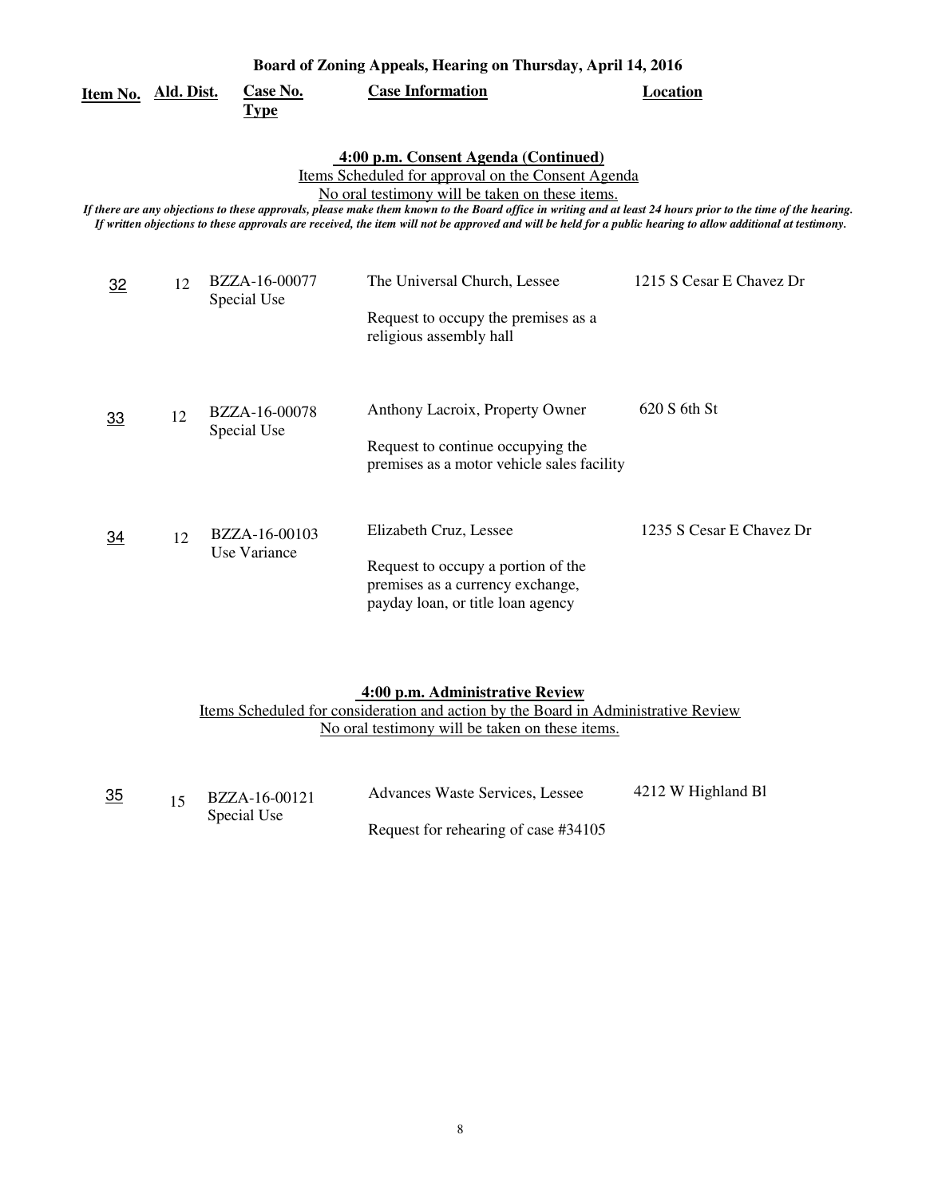**Board of Zoning Appeals, Hearing on Thursday, April 14, 2016**

| Item No. | Ald. Dist. | Case No. Type | Case Information | Location |
|---|---|---|---|---|

**4:00 p.m. Consent Agenda (Continued)**

Items Scheduled for approval on the Consent Agenda

No oral testimony will be taken on these items.

*If there are any objections to these approvals, please make them known to the Board office in writing and at least 24 hours prior to the time of the hearing. If written objections to these approvals are received, the item will not be approved and will be held for a public hearing to allow additional at testimony.*

| Item No. | Ald. Dist. | Case No. Type | Case Information | Location |
|---|---|---|---|---|
| 32 | 12 | BZZA-16-00077 Special Use | The Universal Church, Lessee<br><br>Request to occupy the premises as a religious assembly hall | 1215 S Cesar E Chavez Dr |
| 33 | 12 | BZZA-16-00078 Special Use | Anthony Lacroix, Property Owner<br><br>Request to continue occupying the premises as a motor vehicle sales facility | 620 S 6th St |
| 34 | 12 | BZZA-16-00103 Use Variance | Elizabeth Cruz, Lessee<br><br>Request to occupy a portion of the premises as a currency exchange, payday loan, or title loan agency | 1235 S Cesar E Chavez Dr |

**4:00 p.m. Administrative Review**

Items Scheduled for consideration and action by the Board in Administrative Review

No oral testimony will be taken on these items.

| Item No. | Ald. Dist. | Case No. Type | Case Information | Location |
|---|---|---|---|---|
| 35 | 15 | BZZA-16-00121 Special Use | Advances Waste Services, Lessee<br><br>Request for rehearing of case #34105 | 4212 W Highland Bl |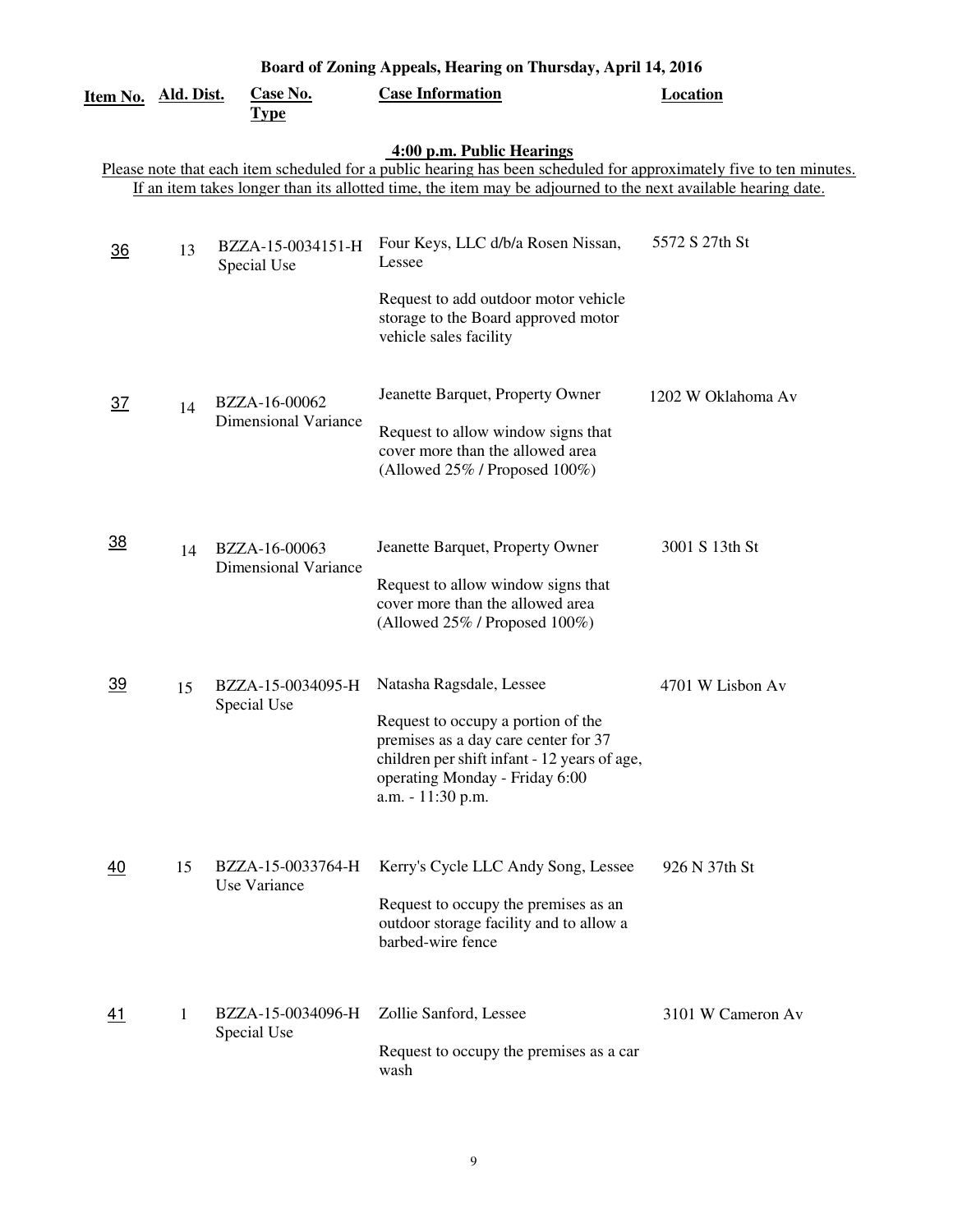# Board of Zoning Appeals, Hearing on Thursday, April 14, 2016

## 4:00 p.m. Public Hearings

Please note that each item scheduled for a public hearing has been scheduled for approximately five to ten minutes. If an item takes longer than its allotted time, the item may be adjourned to the next available hearing date.

| Item No. | Ald. Dist. | Case No. Type | Case Information | Location |
|---|---|---|---|---|
| 36 | 13 | BZZA-15-0034151-H Special Use | Four Keys, LLC d/b/a Rosen Nissan, Lessee<br><br>Request to add outdoor motor vehicle storage to the Board approved motor vehicle sales facility | 5572 S 27th St |
| 37 | 14 | BZZA-16-00062 Dimensional Variance | Jeanette Barquet, Property Owner<br><br>Request to allow window signs that cover more than the allowed area (Allowed 25% / Proposed 100%) | 1202 W Oklahoma Av |
| 38 | 14 | BZZA-16-00063 Dimensional Variance | Jeanette Barquet, Property Owner<br><br>Request to allow window signs that cover more than the allowed area (Allowed 25% / Proposed 100%) | 3001 S 13th St |
| 39 | 15 | BZZA-15-0034095-H Special Use | Natasha Ragsdale, Lessee<br><br>Request to occupy a portion of the premises as a day care center for 37 children per shift infant - 12 years of age, operating Monday - Friday 6:00 a.m. - 11:30 p.m. | 4701 W Lisbon Av |
| 40 | 15 | BZZA-15-0033764-H Use Variance | Kerry's Cycle LLC Andy Song, Lessee<br><br>Request to occupy the premises as an outdoor storage facility and to allow a barbed-wire fence | 926 N 37th St |
| 41 | 1 | BZZA-15-0034096-H Special Use | Zollie Sanford, Lessee<br><br>Request to occupy the premises as a car wash | 3101 W Cameron Av |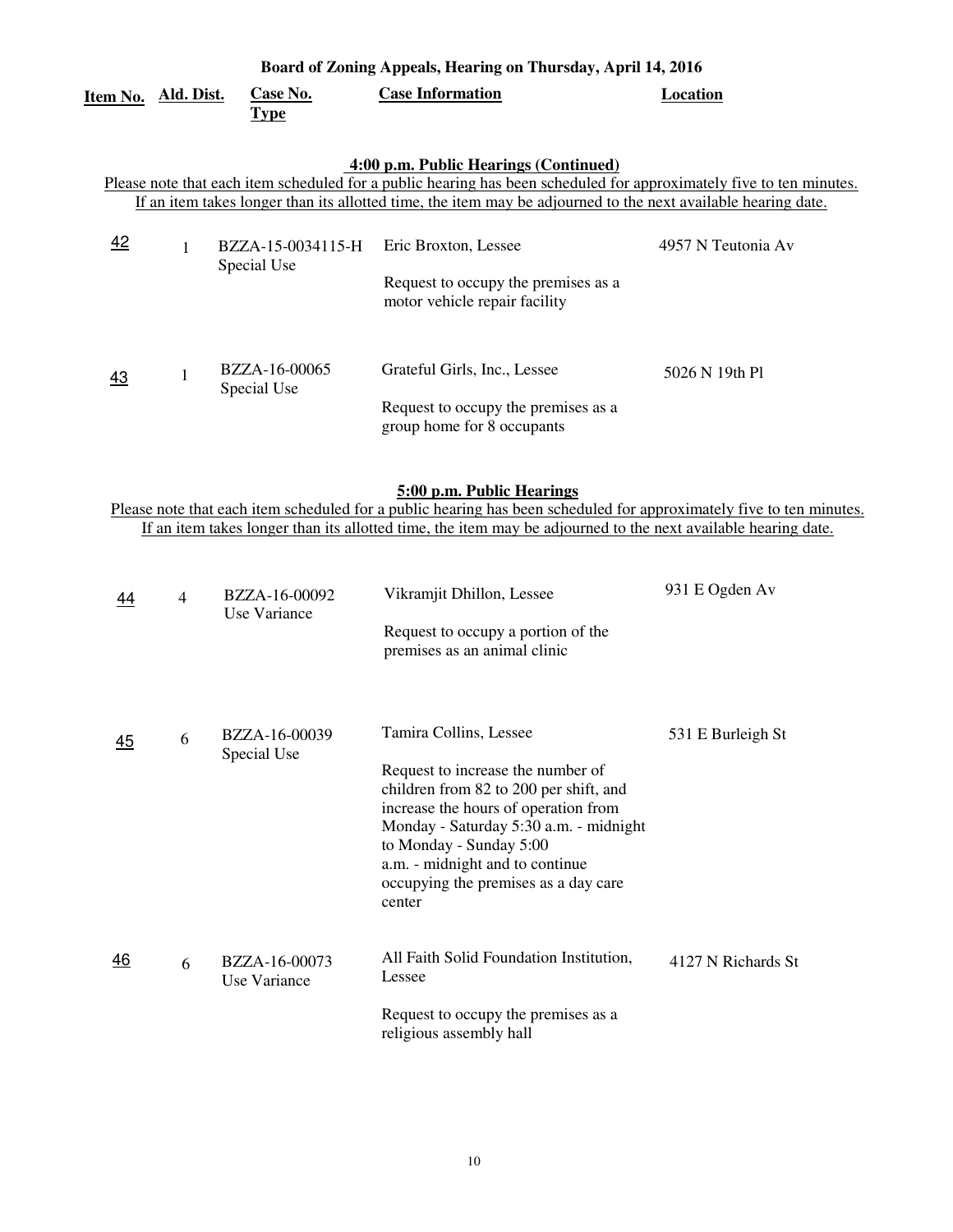## Board of Zoning Appeals, Hearing on Thursday, April 14, 2016

| Item No. | Ald. Dist. | Case No. Type | Case Information | Location |
|---|---|---|---|---|

### 4:00 p.m. Public Hearings (Continued)

Please note that each item scheduled for a public hearing has been scheduled for approximately five to ten minutes. If an item takes longer than its allotted time, the item may be adjourned to the next available hearing date.

| Item No. | Ald. Dist. | Case No. Type | Case Information | Location |
|---|---|---|---|---|
| 42 | 1 | BZZA-15-0034115-H Special Use | Eric Broxton, Lessee<br><br>Request to occupy the premises as a motor vehicle repair facility | 4957 N Teutonia Av |
| 43 | 1 | BZZA-16-00065 Special Use | Grateful Girls, Inc., Lessee<br><br>Request to occupy the premises as a group home for 8 occupants | 5026 N 19th Pl |

### 5:00 p.m. Public Hearings

Please note that each item scheduled for a public hearing has been scheduled for approximately five to ten minutes. If an item takes longer than its allotted time, the item may be adjourned to the next available hearing date.

| Item No. | Ald. Dist. | Case No. Type | Case Information | Location |
|---|---|---|---|---|
| 44 | 4 | BZZA-16-00092 Use Variance | Vikramjit Dhillon, Lessee<br><br>Request to occupy a portion of the premises as an animal clinic | 931 E Ogden Av |
| 45 | 6 | BZZA-16-00039 Special Use | Tamira Collins, Lessee<br><br>Request to increase the number of children from 82 to 200 per shift, and increase the hours of operation from Monday - Saturday 5:30 a.m. - midnight to Monday - Sunday 5:00 a.m. - midnight and to continue occupying the premises as a day care center | 531 E Burleigh St |
| 46 | 6 | BZZA-16-00073 Use Variance | All Faith Solid Foundation Institution, Lessee<br><br>Request to occupy the premises as a religious assembly hall | 4127 N Richards St |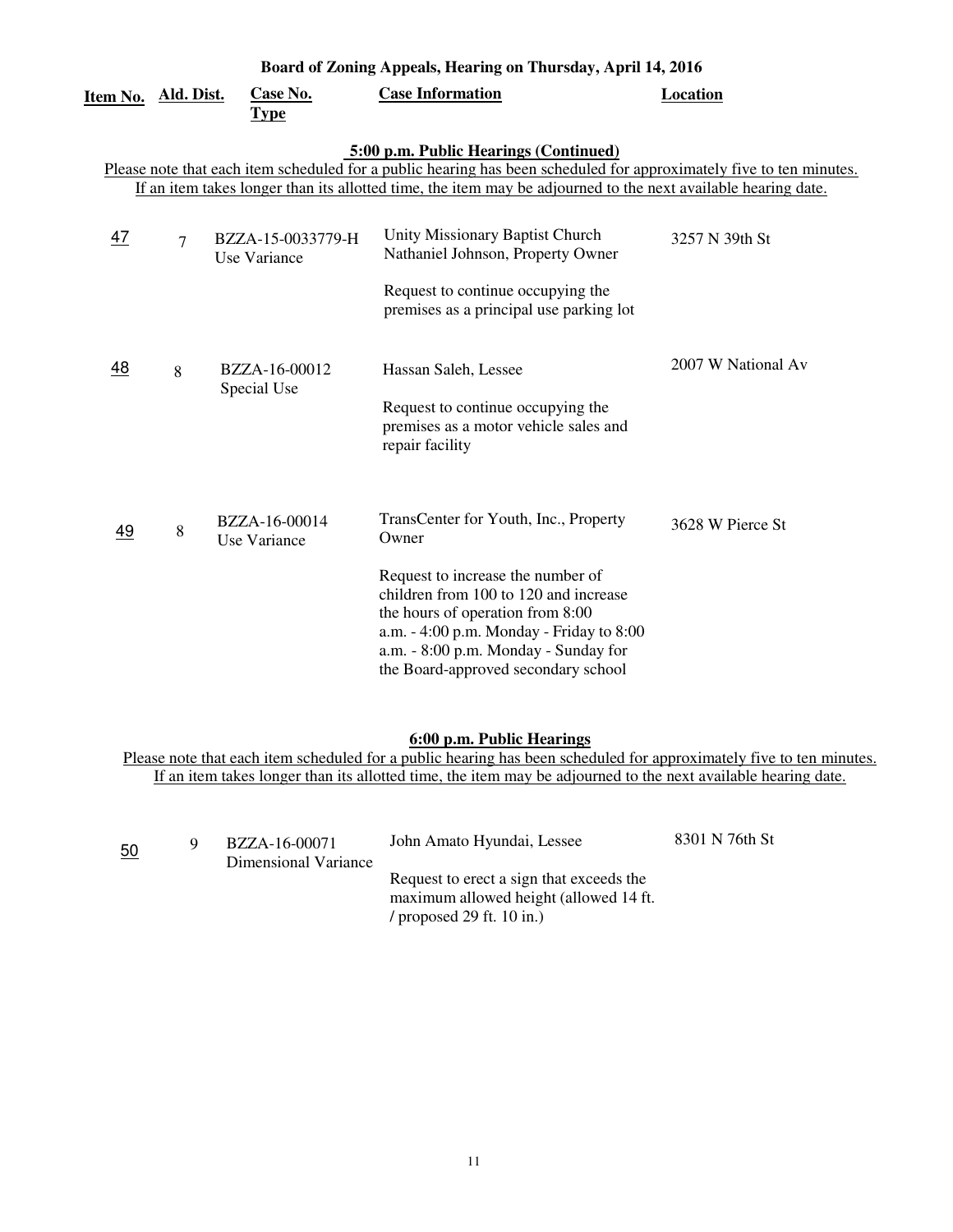## Board of Zoning Appeals, Hearing on Thursday, April 14, 2016

### 5:00 p.m. Public Hearings (Continued)

Please note that each item scheduled for a public hearing has been scheduled for approximately five to ten minutes. If an item takes longer than its allotted time, the item may be adjourned to the next available hearing date.

| Item No. | Ald. Dist. | Case No. Type | Case Information | Location |
|---|---|---|---|---|
| 47 | 7 | BZZA-15-0033779-H Use Variance | Unity Missionary Baptist Church Nathaniel Johnson, Property Owner<br><br>Request to continue occupying the premises as a principal use parking lot | 3257 N 39th St |
| 48 | 8 | BZZA-16-00012 Special Use | Hassan Saleh, Lessee<br><br>Request to continue occupying the premises as a motor vehicle sales and repair facility | 2007 W National Av |
| 49 | 8 | BZZA-16-00014 Use Variance | TransCenter for Youth, Inc., Property Owner<br><br>Request to increase the number of children from 100 to 120 and increase the hours of operation from 8:00 a.m. - 4:00 p.m. Monday - Friday to 8:00 a.m. - 8:00 p.m. Monday - Sunday for the Board-approved secondary school | 3628 W Pierce St |

### 6:00 p.m. Public Hearings

Please note that each item scheduled for a public hearing has been scheduled for approximately five to ten minutes. If an item takes longer than its allotted time, the item may be adjourned to the next available hearing date.

| Item No. | Ald. Dist. | Case No. Type | Case Information | Location |
|---|---|---|---|---|
| 50 | 9 | BZZA-16-00071 Dimensional Variance | John Amato Hyundai, Lessee<br><br>Request to erect a sign that exceeds the maximum allowed height (allowed 14 ft. / proposed 29 ft. 10 in.) | 8301 N 76th St |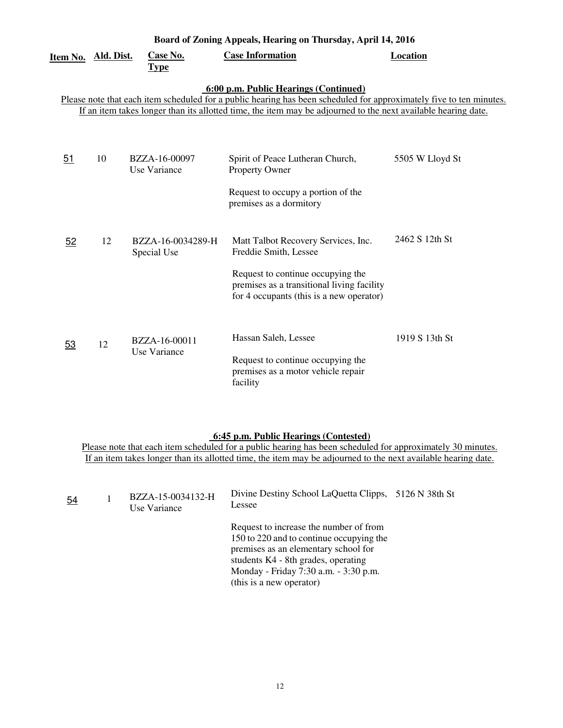# Board of Zoning Appeals, Hearing on Thursday, April 14, 2016

| Item No. | Ald. Dist. | Case No. Type | Case Information | Location |
|---|---|---|---|---|

## 6:00 p.m. Public Hearings (Continued)

Please note that each item scheduled for a public hearing has been scheduled for approximately five to ten minutes. If an item takes longer than its allotted time, the item may be adjourned to the next available hearing date.

| Item No. | Ald. Dist. | Case No. Type | Case Information | Location |
|---|---|---|---|---|
| 51 | 10 | BZZA-16-00097 Use Variance | Spirit of Peace Lutheran Church, Property Owner<br><br>Request to occupy a portion of the premises as a dormitory | 5505 W Lloyd St |
| 52 | 12 | BZZA-16-0034289-H Special Use | Matt Talbot Recovery Services, Inc. Freddie Smith, Lessee<br><br>Request to continue occupying the premises as a transitional living facility for 4 occupants (this is a new operator) | 2462 S 12th St |
| 53 | 12 | BZZA-16-00011 Use Variance | Hassan Saleh, Lessee<br><br>Request to continue occupying the premises as a motor vehicle repair facility | 1919 S 13th St |

## 6:45 p.m. Public Hearings (Contested)

Please note that each item scheduled for a public hearing has been scheduled for approximately 30 minutes. If an item takes longer than its allotted time, the item may be adjourned to the next available hearing date.

| Item No. | Ald. Dist. | Case No. Type | Case Information | Location |
|---|---|---|---|---|
| 54 | 1 | BZZA-15-0034132-H Use Variance | Divine Destiny School LaQuetta Clipps, Lessee<br><br>Request to increase the number of from 150 to 220 and to continue occupying the premises as an elementary school for students K4 - 8th grades, operating Monday - Friday 7:30 a.m. - 3:30 p.m. (this is a new operator) | 5126 N 38th St |